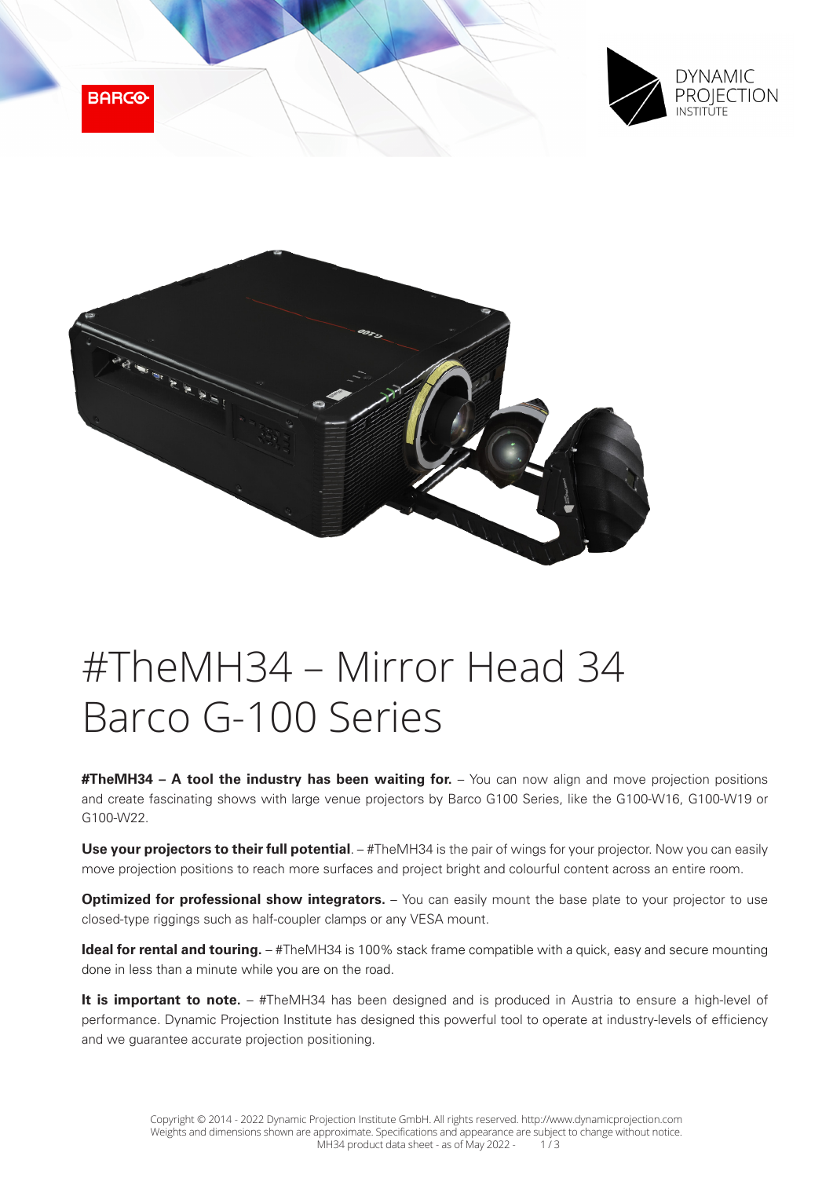# #TheMH34 – Mirror Head 34 Barco G-100 Series

**#TheMH34 – A tool the industry has been waiting for.** – You can now align and move projection positions and create fascinating shows with large venue projectors by Barco G100 Series, like the G100-W16, G100-W19 or G100-W22.

**Use your projectors to their full potential**. – #TheMH34 is the pair of wings for your projector. Now you can easily move projection positions to reach more surfaces and project bright and colourful content across an entire room.

**Optimized for professional show integrators.** – You can easily mount the base plate to your projector to use closed-type riggings such as half-coupler clamps or any VESA mount.

**Ideal for rental and touring.** – #TheMH34 is 100% stack frame compatible with a quick, easy and secure mounting done in less than a minute while you are on the road.

**It is important to note.** – #TheMH34 has been designed and is produced in Austria to ensure a high-level of performance. Dynamic Projection Institute has designed this powerful tool to operate at industry-levels of efficiency and we guarantee accurate projection positioning.

Copyright © 2014 - 2022 Dynamic Projection Institute GmbH. All rights reserved. http://www.dynamicprojection.com
Weights and dimensions shown are approximate. Specifications and appearance are subject to change without notice.
MH34 product data sheet - as of May 2022 -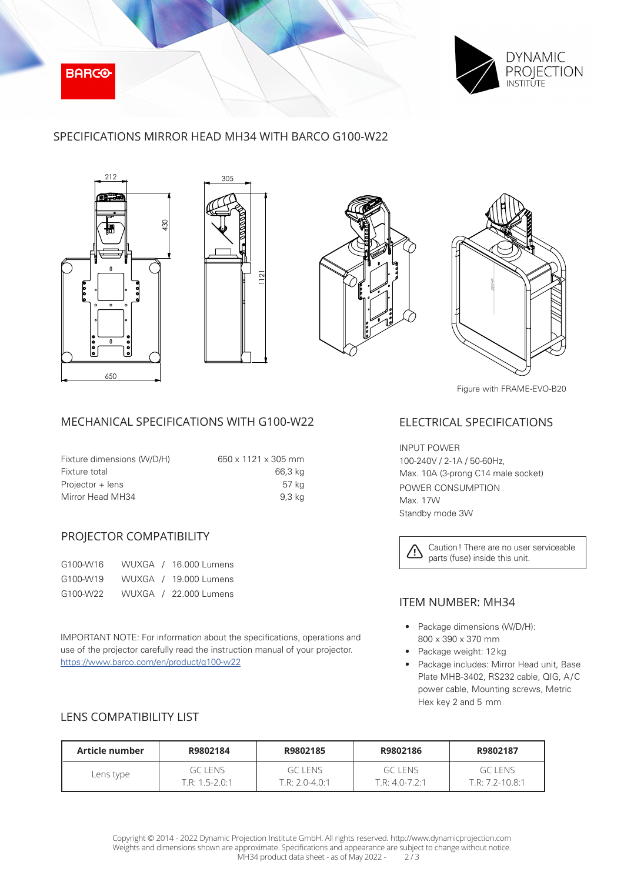# SPECIFICATIONS MIRROR HEAD MH34 WITH BARCO G100-W22

Figure with FRAME-EVO-B20

## MECHANICAL SPECIFICATIONS WITH G100-W22

| | |
|---|---|
| Fixture dimensions (W/D/H) | 650 x 1121 x 305 mm |
| Fixture total | 66,3 kg |
| Projector + lens | 57 kg |
| Mirror Head MH34 | 9,3 kg |

## PROJECTOR COMPATIBILITY

| | |
|---|---|
| G100-W16 | WUXGA / 16.000 Lumens |
| G100-W19 | WUXGA / 19.000 Lumens |
| G100-W22 | WUXGA / 22.000 Lumens |

IMPORTANT NOTE: For information about the specifications, operations and use of the projector carefully read the instruction manual of your projector. https://www.barco.com/en/product/g100-w22

## ELECTRICAL SPECIFICATIONS

INPUT POWER
100-240V / 2-1A / 50-60Hz,
Max. 10A (3-prong C14 male socket)

POWER CONSUMPTION
Max. 17W
Standby mode 3W

⚠ Caution! There are no user serviceable parts (fuse) inside this unit.

## ITEM NUMBER: MH34

- Package dimensions (W/D/H): 800 x 390 x 370 mm
- Package weight: 12 kg
- Package includes: Mirror Head unit, Base Plate MHB-3402, RS232 cable, QIG, A/C power cable, Mounting screws, Metric Hex key 2 and 5 mm

## LENS COMPATIBILITY LIST

| Article number | R9802184 | R9802185 | R9802186 | R9802187 |
|---|---|---|---|---|
| Lens type | GC LENS T.R: 1.5-2.0:1 | GC LENS T.R: 2.0-4.0:1 | GC LENS T.R: 4.0-7.2:1 | GC LENS T.R: 7.2-10.8:1 |

Copyright © 2014 - 2022 Dynamic Projection Institute GmbH. All rights reserved. http://www.dynamicprojection.com
Weights and dimensions shown are approximate. Specifications and appearance are subject to change without notice.
MH34 product data sheet - as of May 2022 -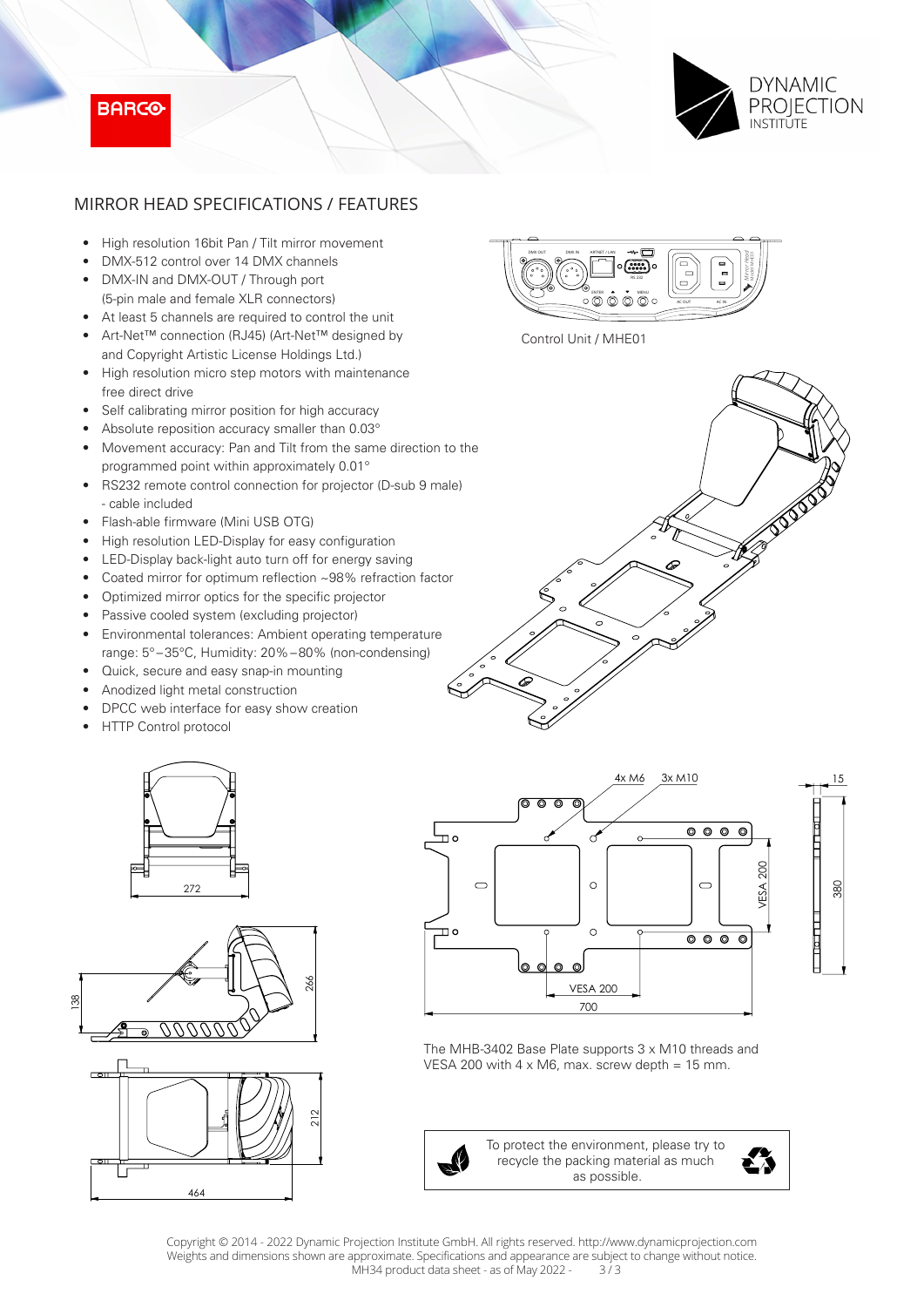## MIRROR HEAD SPECIFICATIONS / FEATURES

- High resolution 16bit Pan / Tilt mirror movement
- DMX-512 control over 14 DMX channels
- DMX-IN and DMX-OUT / Through port (5-pin male and female XLR connectors)
- At least 5 channels are required to control the unit
- Art-Net™ connection (RJ45) (Art-Net™ designed by and Copyright Artistic License Holdings Ltd.)
- High resolution micro step motors with maintenance free direct drive
- Self calibrating mirror position for high accuracy
- Absolute reposition accuracy smaller than 0.03°
- Movement accuracy: Pan and Tilt from the same direction to the programmed point within approximately 0.01°
- RS232 remote control connection for projector (D-sub 9 male) - cable included
- Flash-able firmware (Mini USB OTG)
- High resolution LED-Display for easy configuration
- LED-Display back-light auto turn off for energy saving
- Coated mirror for optimum reflection ~98% refraction factor
- Optimized mirror optics for the specific projector
- Passive cooled system (excluding projector)
- Environmental tolerances: Ambient operating temperature range: 5°–35°C, Humidity: 20%–80% (non-condensing)
- Quick, secure and easy snap-in mounting
- Anodized light metal construction
- DPCC web interface for easy show creation
- HTTP Control protocol

Control Unit / MHE01

272

138
266

212
464

4x M6
3x M10
VESA 200
VESA 200
700
15
380

The MHB-3402 Base Plate supports 3 x M10 threads and VESA 200 with 4 x M6, max. screw depth = 15 mm.

To protect the environment, please try to recycle the packing material as much as possible.

Copyright © 2014 - 2022 Dynamic Projection Institute GmbH. All rights reserved. http://www.dynamicprojection.com
Weights and dimensions shown are approximate. Specifications and appearance are subject to change without notice.
MH34 product data sheet - as of May 2022 -